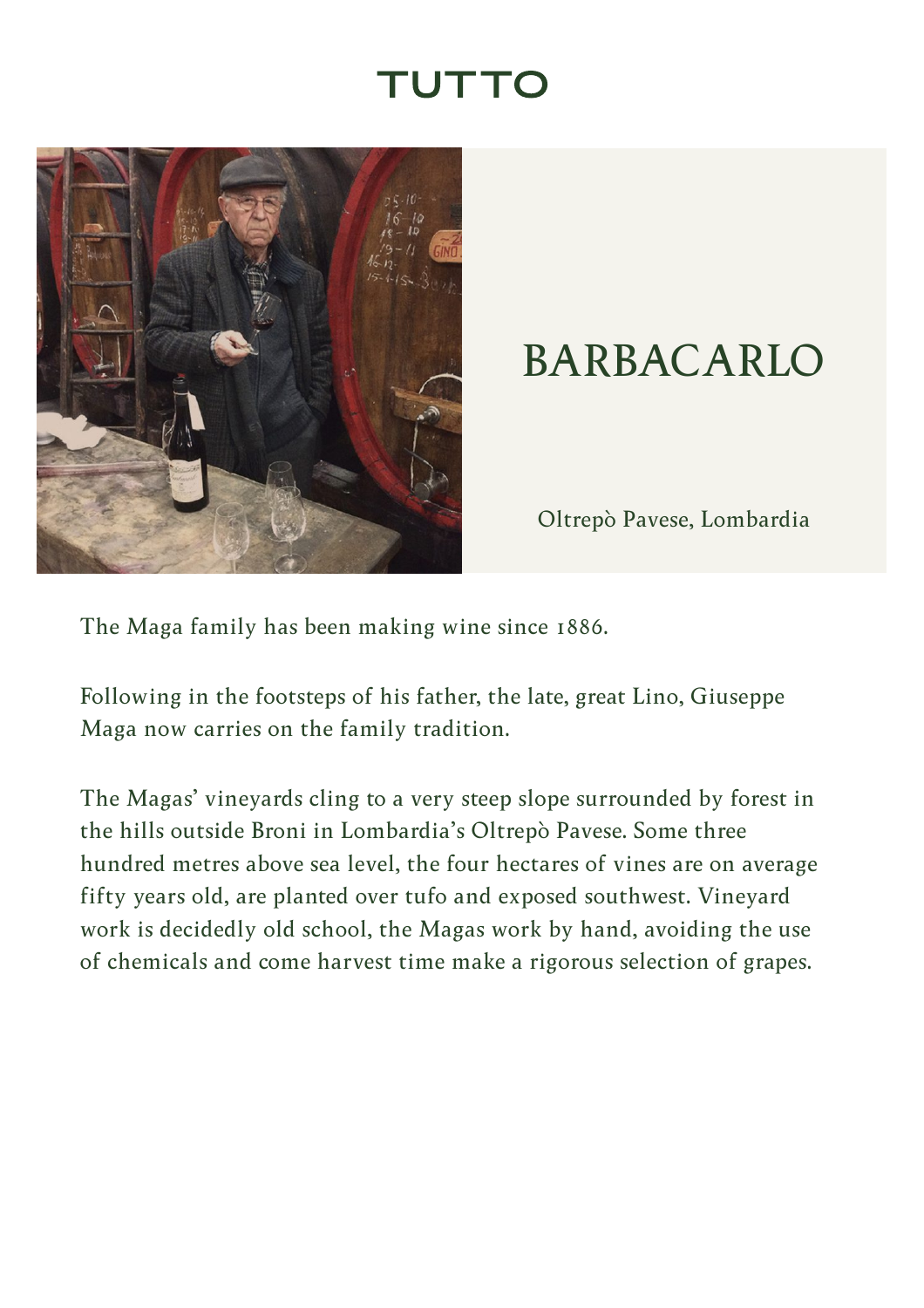TUTTO

# BARBACARLO

Oltrepò Pavese, Lombardia

The Maga family has been making wine since 1886.

Following in the footsteps of his father, the late, great Lino, Giuseppe Maga now carries on the family tradition.

The Magas' vineyards cling to a very steep slope surrounded by forest in the hills outside Broni in Lombardia's Oltrepò Pavese. Some three hundred metres above sea level, the four hectares of vines are on average fifty years old, are planted over tufo and exposed southwest. Vineyard work is decidedly old school, the Magas work by hand, avoiding the use of chemicals and come harvest time make a rigorous selection of grapes.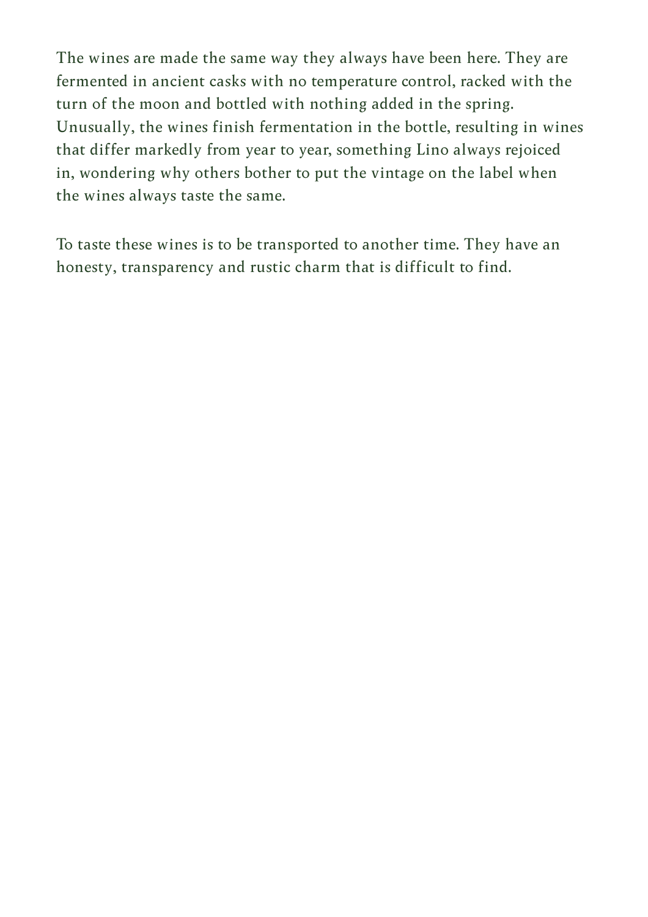The wines are made the same way they always have been here. They are fermented in ancient casks with no temperature control, racked with the turn of the moon and bottled with nothing added in the spring. Unusually, the wines finish fermentation in the bottle, resulting in wines that differ markedly from year to year, something Lino always rejoiced in, wondering why others bother to put the vintage on the label when the wines always taste the same.

To taste these wines is to be transported to another time. They have an honesty, transparency and rustic charm that is difficult to find.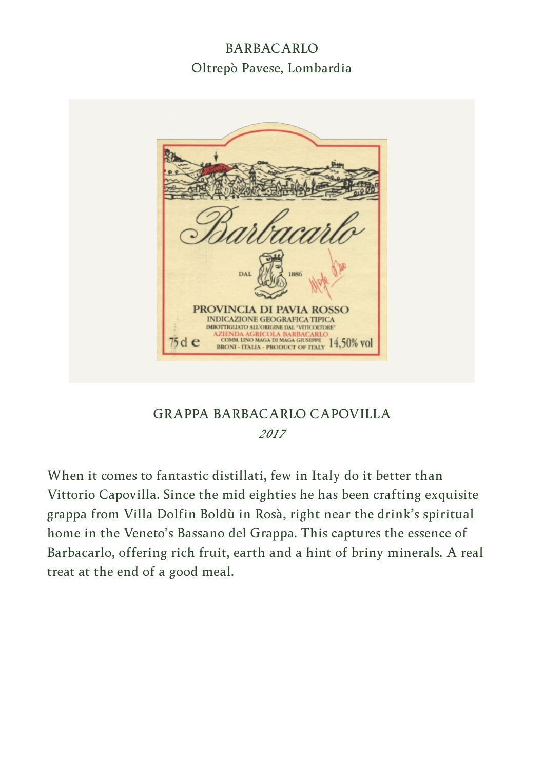BARBACARLO

Oltrepò Pavese, Lombardia

## GRAPPA BARBACARLO CAPOVILLA

*2017*

When it comes to fantastic distillati, few in Italy do it better than Vittorio Capovilla. Since the mid eighties he has been crafting exquisite grappa from Villa Dolfin Boldù in Rosà, right near the drink's spiritual home in the Veneto's Bassano del Grappa. This captures the essence of Barbacarlo, offering rich fruit, earth and a hint of briny minerals. A real treat at the end of a good meal.